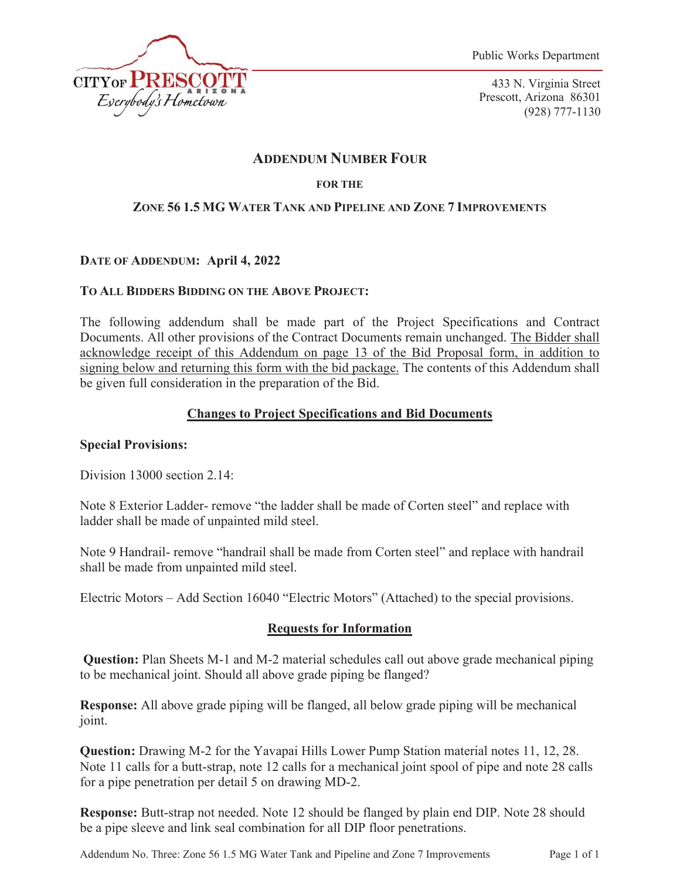CITY OF PRESCOTT ARIZONA
*Everybody's Hometown*

Public Works Department

433 N. Virginia Street
Prescott, Arizona 86301
(928) 777-1130

# ADDENDUM NUMBER FOUR

**FOR THE**

**ZONE 56 1.5 MG WATER TANK AND PIPELINE AND ZONE 7 IMPROVEMENTS**

**DATE OF ADDENDUM: April 4, 2022**

**TO ALL BIDDERS BIDDING ON THE ABOVE PROJECT:**

The following addendum shall be made part of the Project Specifications and Contract Documents. All other provisions of the Contract Documents remain unchanged. <u>The Bidder shall acknowledge receipt of this Addendum on page 13 of the Bid Proposal form, in addition to signing below and returning this form with the bid package.</u> The contents of this Addendum shall be given full consideration in the preparation of the Bid.

## Changes to Project Specifications and Bid Documents

**Special Provisions:**

Division 13000 section 2.14:

Note 8 Exterior Ladder- remove "the ladder shall be made of Corten steel" and replace with ladder shall be made of unpainted mild steel.

Note 9 Handrail- remove "handrail shall be made from Corten steel" and replace with handrail shall be made from unpainted mild steel.

Electric Motors – Add Section 16040 "Electric Motors" (Attached) to the special provisions.

## Requests for Information

**Question:** Plan Sheets M-1 and M-2 material schedules call out above grade mechanical piping to be mechanical joint. Should all above grade piping be flanged?

**Response:** All above grade piping will be flanged, all below grade piping will be mechanical joint.

**Question:** Drawing M-2 for the Yavapai Hills Lower Pump Station material notes 11, 12, 28. Note 11 calls for a butt-strap, note 12 calls for a mechanical joint spool of pipe and note 28 calls for a pipe penetration per detail 5 on drawing MD-2.

**Response:** Butt-strap not needed. Note 12 should be flanged by plain end DIP. Note 28 should be a pipe sleeve and link seal combination for all DIP floor penetrations.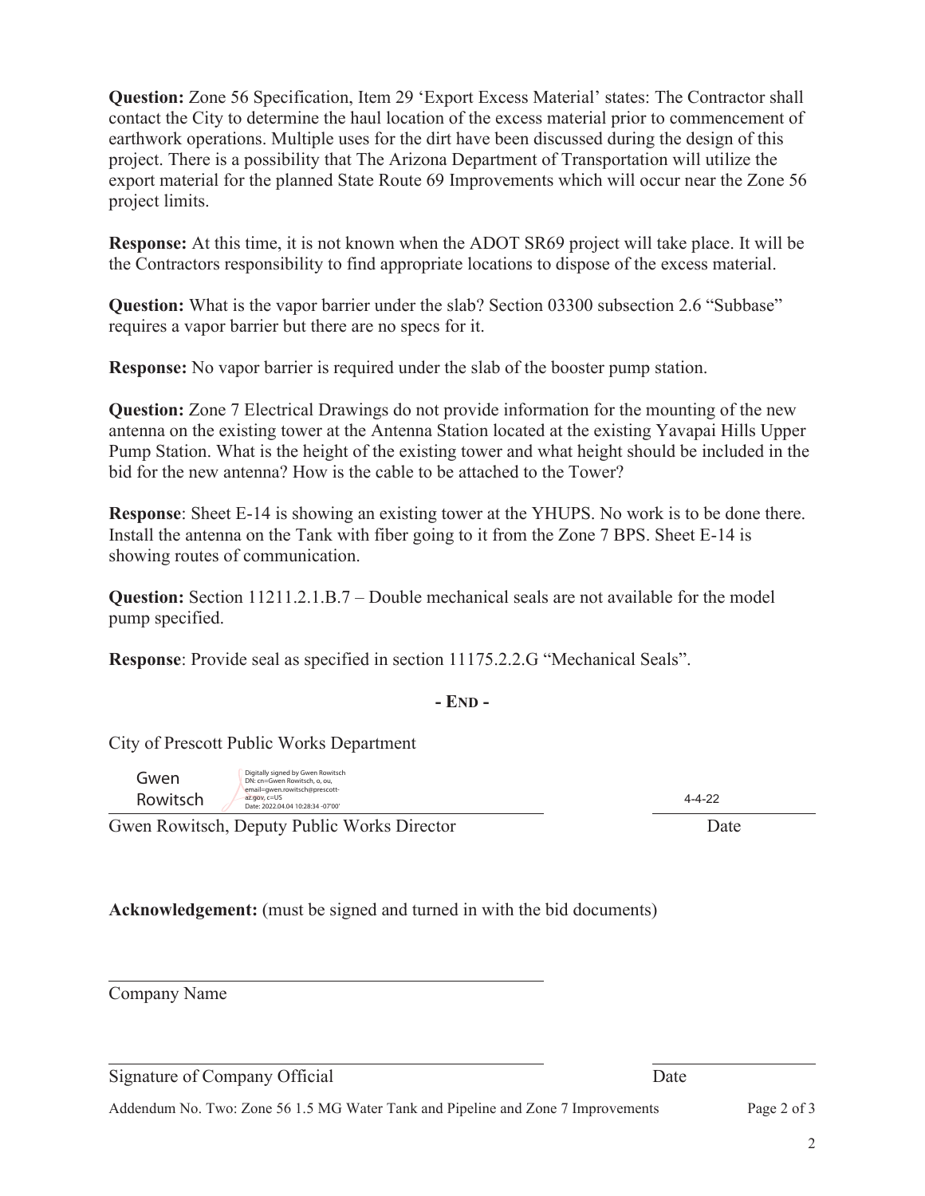**Question:** Zone 56 Specification, Item 29 'Export Excess Material' states: The Contractor shall contact the City to determine the haul location of the excess material prior to commencement of earthwork operations. Multiple uses for the dirt have been discussed during the design of this project. There is a possibility that The Arizona Department of Transportation will utilize the export material for the planned State Route 69 Improvements which will occur near the Zone 56 project limits.

**Response:** At this time, it is not known when the ADOT SR69 project will take place. It will be the Contractors responsibility to find appropriate locations to dispose of the excess material.

**Question:** What is the vapor barrier under the slab? Section 03300 subsection 2.6 "Subbase" requires a vapor barrier but there are no specs for it.

**Response:** No vapor barrier is required under the slab of the booster pump station.

**Question:** Zone 7 Electrical Drawings do not provide information for the mounting of the new antenna on the existing tower at the Antenna Station located at the existing Yavapai Hills Upper Pump Station. What is the height of the existing tower and what height should be included in the bid for the new antenna? How is the cable to be attached to the Tower?

**Response**: Sheet E-14 is showing an existing tower at the YHUPS. No work is to be done there. Install the antenna on the Tank with fiber going to it from the Zone 7 BPS. Sheet E-14 is showing routes of communication.

**Question:** Section 11211.2.1.B.7 – Double mechanical seals are not available for the model pump specified.

**Response**: Provide seal as specified in section 11175.2.2.G "Mechanical Seals".

**- END -**

City of Prescott Public Works Department

Gwen Rowitsch — Digitally signed by Gwen Rowitsch DN: cn=Gwen Rowitsch, o, ou, email=gwen.rowitsch@prescott-az.gov, c=US Date: 2022.04.04 10:28:34 -07'00' — 4-4-22

Gwen Rowitsch, Deputy Public Works Director — Date

**Acknowledgement:** (must be signed and turned in with the bid documents)

\_\_\_\_\_\_\_\_\_\_\_\_\_\_\_\_\_\_\_\_\_\_\_\_\_\_\_\_\_\_\_\_\_\_\_\_\_\_\_\_

Company Name

\_\_\_\_\_\_\_\_\_\_\_\_\_\_\_\_\_\_\_\_\_\_\_\_\_\_\_\_\_\_\_\_\_\_\_\_\_\_\_\_ \_\_\_\_\_\_\_\_\_\_\_\_\_\_\_\_

Signature of Company Official — Date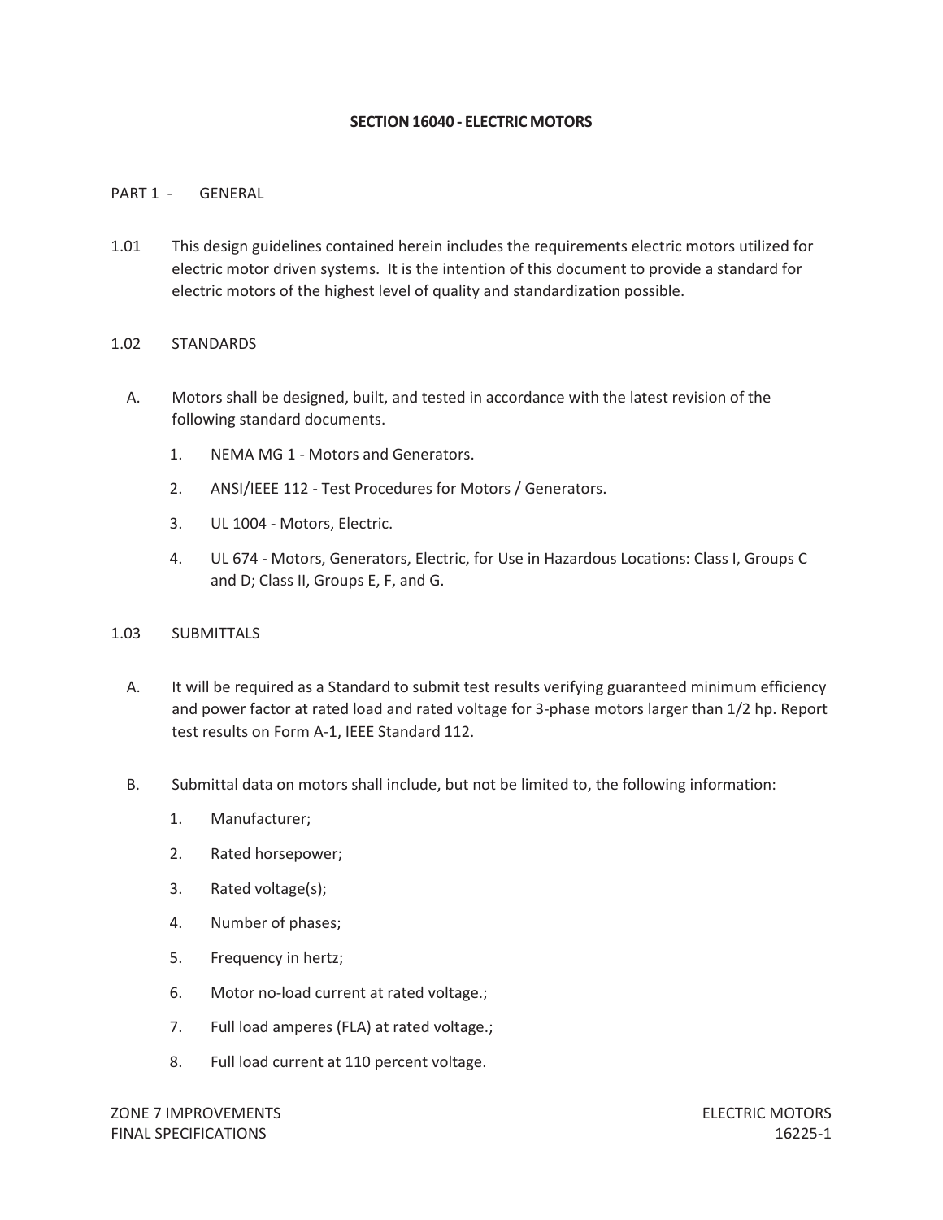# SECTION 16040 - ELECTRIC MOTORS

## PART 1 - GENERAL

1.01 This design guidelines contained herein includes the requirements electric motors utilized for electric motor driven systems. It is the intention of this document to provide a standard for electric motors of the highest level of quality and standardization possible.

1.02 STANDARDS

A. Motors shall be designed, built, and tested in accordance with the latest revision of the following standard documents.

1. NEMA MG 1 - Motors and Generators.
2. ANSI/IEEE 112 - Test Procedures for Motors / Generators.
3. UL 1004 - Motors, Electric.
4. UL 674 - Motors, Generators, Electric, for Use in Hazardous Locations: Class I, Groups C and D; Class II, Groups E, F, and G.

1.03 SUBMITTALS

A. It will be required as a Standard to submit test results verifying guaranteed minimum efficiency and power factor at rated load and rated voltage for 3-phase motors larger than 1/2 hp. Report test results on Form A-1, IEEE Standard 112.

B. Submittal data on motors shall include, but not be limited to, the following information:

1. Manufacturer;
2. Rated horsepower;
3. Rated voltage(s);
4. Number of phases;
5. Frequency in hertz;
6. Motor no-load current at rated voltage.;
7. Full load amperes (FLA) at rated voltage.;
8. Full load current at 110 percent voltage.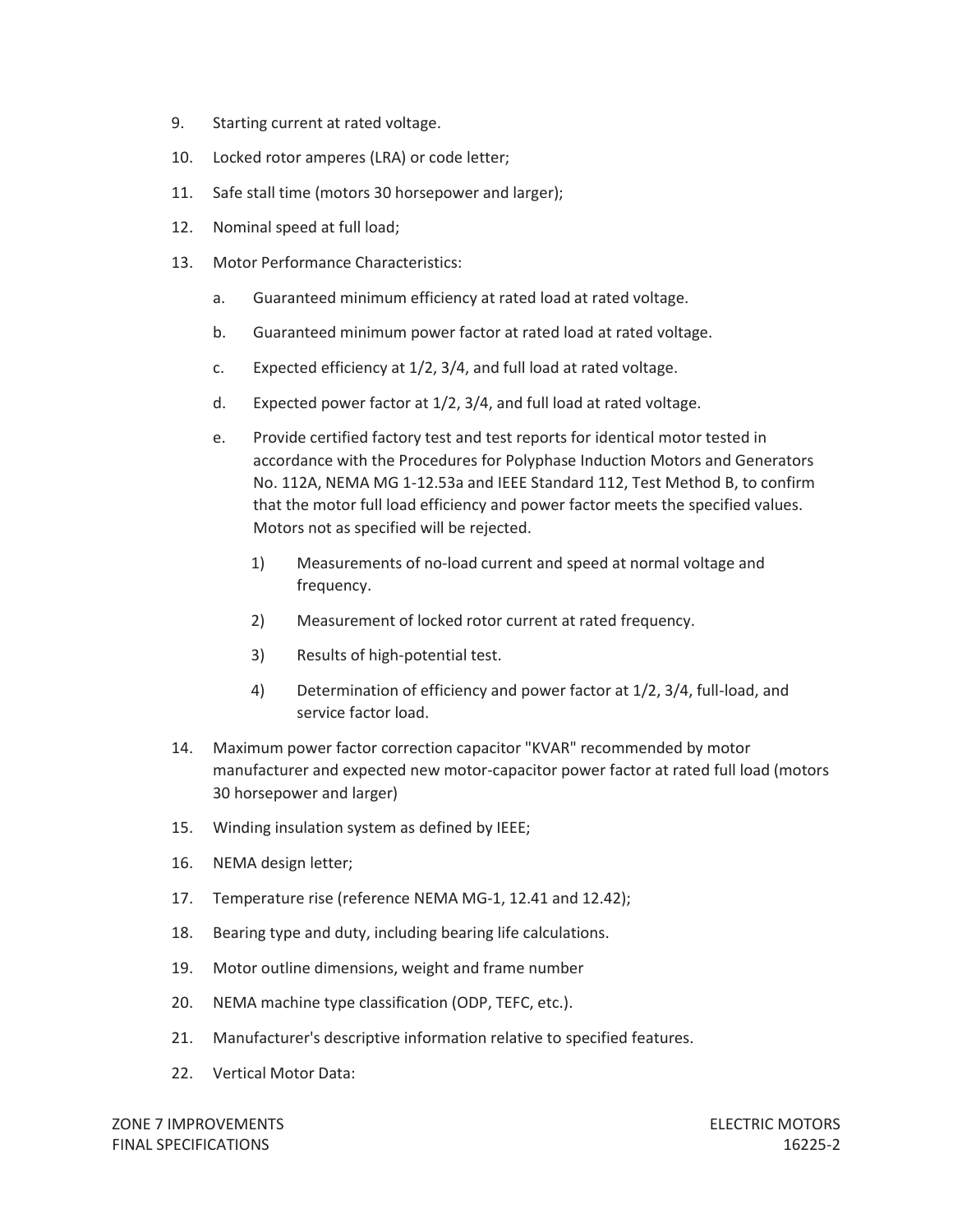9. Starting current at rated voltage.
10. Locked rotor amperes (LRA) or code letter;
11. Safe stall time (motors 30 horsepower and larger);
12. Nominal speed at full load;
13. Motor Performance Characteristics:
    a. Guaranteed minimum efficiency at rated load at rated voltage.
    b. Guaranteed minimum power factor at rated load at rated voltage.
    c. Expected efficiency at 1/2, 3/4, and full load at rated voltage.
    d. Expected power factor at 1/2, 3/4, and full load at rated voltage.
    e. Provide certified factory test and test reports for identical motor tested in accordance with the Procedures for Polyphase Induction Motors and Generators No. 112A, NEMA MG 1-12.53a and IEEE Standard 112, Test Method B, to confirm that the motor full load efficiency and power factor meets the specified values. Motors not as specified will be rejected.
        1) Measurements of no-load current and speed at normal voltage and frequency.
        2) Measurement of locked rotor current at rated frequency.
        3) Results of high-potential test.
        4) Determination of efficiency and power factor at 1/2, 3/4, full-load, and service factor load.
14. Maximum power factor correction capacitor "KVAR" recommended by motor manufacturer and expected new motor-capacitor power factor at rated full load (motors 30 horsepower and larger)
15. Winding insulation system as defined by IEEE;
16. NEMA design letter;
17. Temperature rise (reference NEMA MG-1, 12.41 and 12.42);
18. Bearing type and duty, including bearing life calculations.
19. Motor outline dimensions, weight and frame number
20. NEMA machine type classification (ODP, TEFC, etc.).
21. Manufacturer's descriptive information relative to specified features.
22. Vertical Motor Data: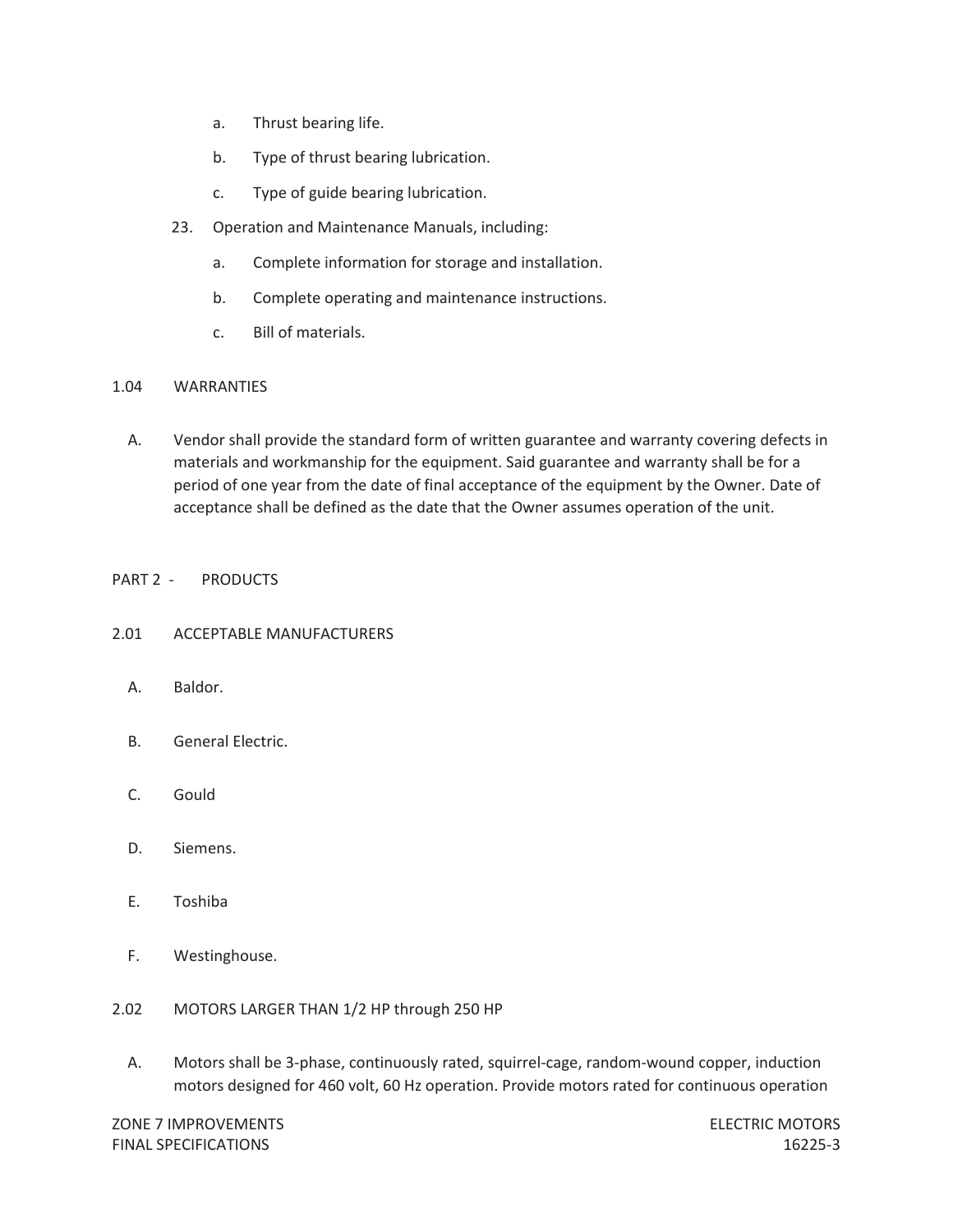a. Thrust bearing life.

b. Type of thrust bearing lubrication.

c. Type of guide bearing lubrication.

23. Operation and Maintenance Manuals, including:

    a. Complete information for storage and installation.

    b. Complete operating and maintenance instructions.

    c. Bill of materials.

## 1.04 WARRANTIES

A. Vendor shall provide the standard form of written guarantee and warranty covering defects in materials and workmanship for the equipment. Said guarantee and warranty shall be for a period of one year from the date of final acceptance of the equipment by the Owner. Date of acceptance shall be defined as the date that the Owner assumes operation of the unit.

# PART 2 - PRODUCTS

## 2.01 ACCEPTABLE MANUFACTURERS

A. Baldor.

B. General Electric.

C. Gould

D. Siemens.

E. Toshiba

F. Westinghouse.

## 2.02 MOTORS LARGER THAN 1/2 HP through 250 HP

A. Motors shall be 3-phase, continuously rated, squirrel-cage, random-wound copper, induction motors designed for 460 volt, 60 Hz operation. Provide motors rated for continuous operation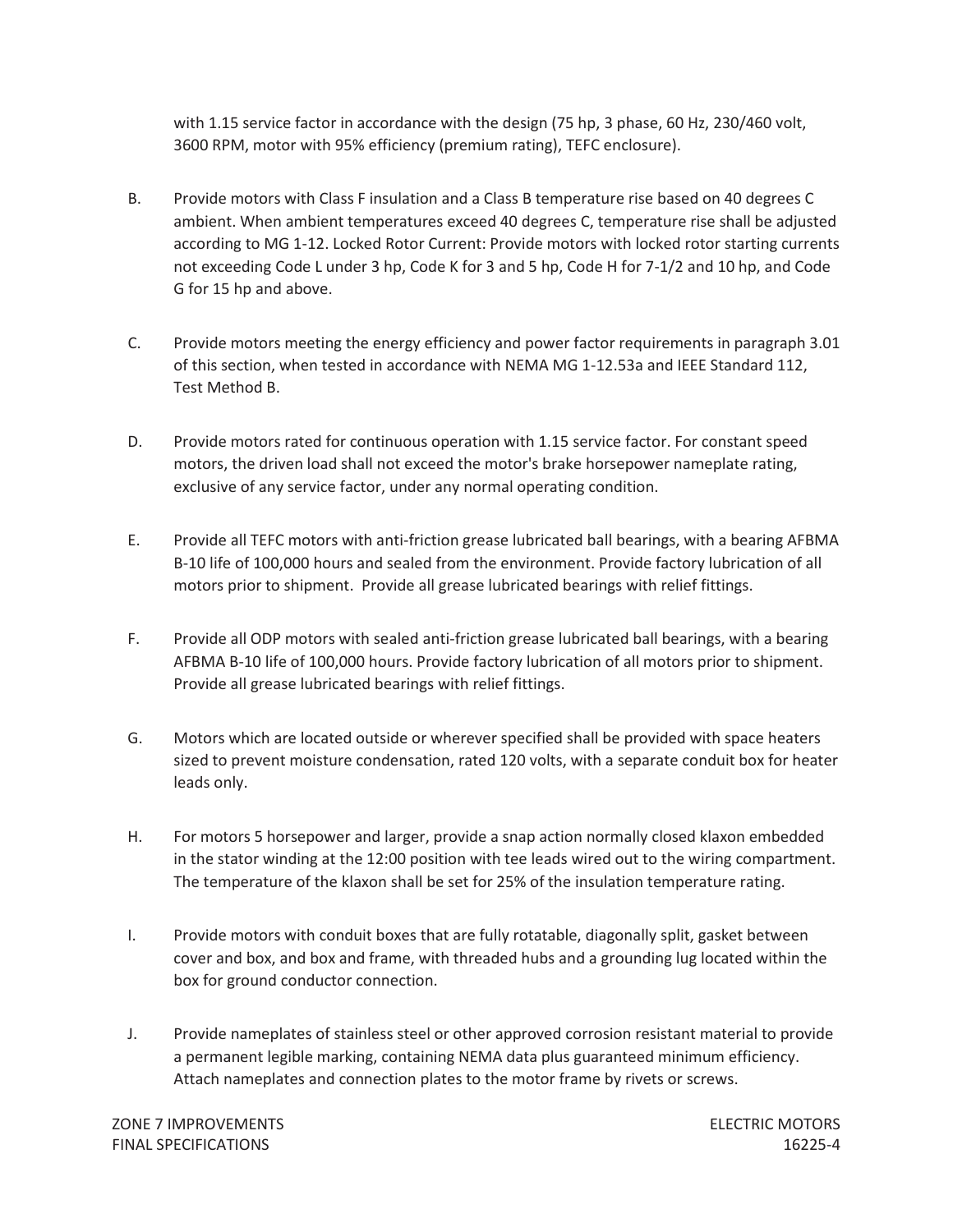with 1.15 service factor in accordance with the design (75 hp, 3 phase, 60 Hz, 230/460 volt, 3600 RPM, motor with 95% efficiency (premium rating), TEFC enclosure).

B. Provide motors with Class F insulation and a Class B temperature rise based on 40 degrees C ambient. When ambient temperatures exceed 40 degrees C, temperature rise shall be adjusted according to MG 1-12. Locked Rotor Current: Provide motors with locked rotor starting currents not exceeding Code L under 3 hp, Code K for 3 and 5 hp, Code H for 7-1/2 and 10 hp, and Code G for 15 hp and above.

C. Provide motors meeting the energy efficiency and power factor requirements in paragraph 3.01 of this section, when tested in accordance with NEMA MG 1-12.53a and IEEE Standard 112, Test Method B.

D. Provide motors rated for continuous operation with 1.15 service factor. For constant speed motors, the driven load shall not exceed the motor's brake horsepower nameplate rating, exclusive of any service factor, under any normal operating condition.

E. Provide all TEFC motors with anti-friction grease lubricated ball bearings, with a bearing AFBMA B-10 life of 100,000 hours and sealed from the environment. Provide factory lubrication of all motors prior to shipment. Provide all grease lubricated bearings with relief fittings.

F. Provide all ODP motors with sealed anti-friction grease lubricated ball bearings, with a bearing AFBMA B-10 life of 100,000 hours. Provide factory lubrication of all motors prior to shipment. Provide all grease lubricated bearings with relief fittings.

G. Motors which are located outside or wherever specified shall be provided with space heaters sized to prevent moisture condensation, rated 120 volts, with a separate conduit box for heater leads only.

H. For motors 5 horsepower and larger, provide a snap action normally closed klaxon embedded in the stator winding at the 12:00 position with tee leads wired out to the wiring compartment. The temperature of the klaxon shall be set for 25% of the insulation temperature rating.

I. Provide motors with conduit boxes that are fully rotatable, diagonally split, gasket between cover and box, and box and frame, with threaded hubs and a grounding lug located within the box for ground conductor connection.

J. Provide nameplates of stainless steel or other approved corrosion resistant material to provide a permanent legible marking, containing NEMA data plus guaranteed minimum efficiency. Attach nameplates and connection plates to the motor frame by rivets or screws.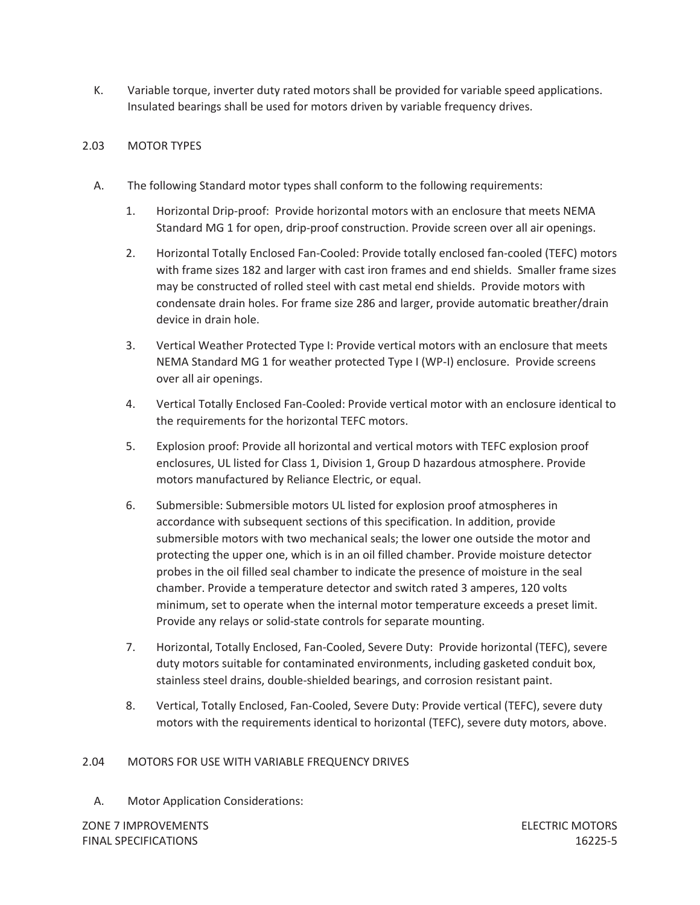K. Variable torque, inverter duty rated motors shall be provided for variable speed applications. Insulated bearings shall be used for motors driven by variable frequency drives.

## 2.03 MOTOR TYPES

A. The following Standard motor types shall conform to the following requirements:

1. Horizontal Drip-proof: Provide horizontal motors with an enclosure that meets NEMA Standard MG 1 for open, drip-proof construction. Provide screen over all air openings.

2. Horizontal Totally Enclosed Fan-Cooled: Provide totally enclosed fan-cooled (TEFC) motors with frame sizes 182 and larger with cast iron frames and end shields. Smaller frame sizes may be constructed of rolled steel with cast metal end shields. Provide motors with condensate drain holes. For frame size 286 and larger, provide automatic breather/drain device in drain hole.

3. Vertical Weather Protected Type I: Provide vertical motors with an enclosure that meets NEMA Standard MG 1 for weather protected Type I (WP-I) enclosure. Provide screens over all air openings.

4. Vertical Totally Enclosed Fan-Cooled: Provide vertical motor with an enclosure identical to the requirements for the horizontal TEFC motors.

5. Explosion proof: Provide all horizontal and vertical motors with TEFC explosion proof enclosures, UL listed for Class 1, Division 1, Group D hazardous atmosphere. Provide motors manufactured by Reliance Electric, or equal.

6. Submersible: Submersible motors UL listed for explosion proof atmospheres in accordance with subsequent sections of this specification. In addition, provide submersible motors with two mechanical seals; the lower one outside the motor and protecting the upper one, which is in an oil filled chamber. Provide moisture detector probes in the oil filled seal chamber to indicate the presence of moisture in the seal chamber. Provide a temperature detector and switch rated 3 amperes, 120 volts minimum, set to operate when the internal motor temperature exceeds a preset limit. Provide any relays or solid-state controls for separate mounting.

7. Horizontal, Totally Enclosed, Fan-Cooled, Severe Duty: Provide horizontal (TEFC), severe duty motors suitable for contaminated environments, including gasketed conduit box, stainless steel drains, double-shielded bearings, and corrosion resistant paint.

8. Vertical, Totally Enclosed, Fan-Cooled, Severe Duty: Provide vertical (TEFC), severe duty motors with the requirements identical to horizontal (TEFC), severe duty motors, above.

## 2.04 MOTORS FOR USE WITH VARIABLE FREQUENCY DRIVES

A. Motor Application Considerations: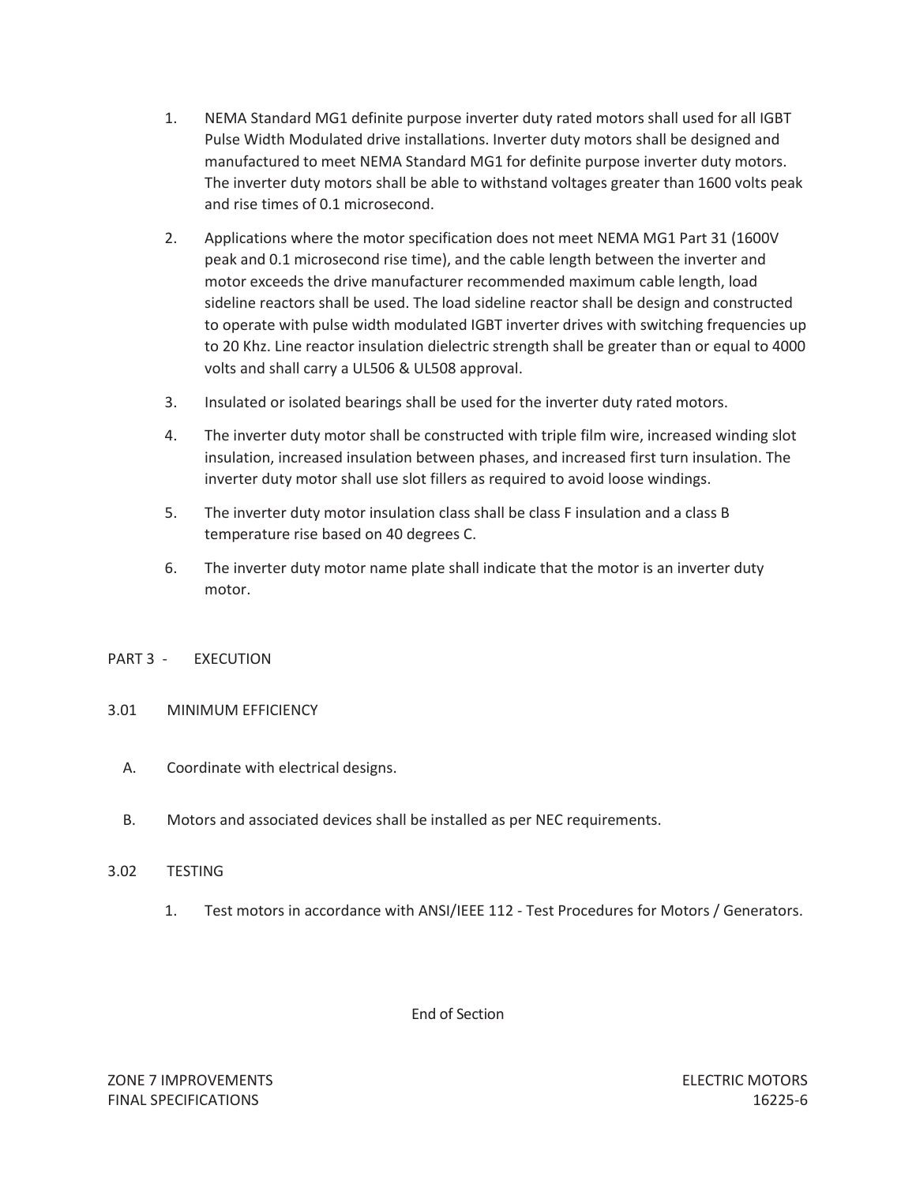1. NEMA Standard MG1 definite purpose inverter duty rated motors shall used for all IGBT Pulse Width Modulated drive installations. Inverter duty motors shall be designed and manufactured to meet NEMA Standard MG1 for definite purpose inverter duty motors. The inverter duty motors shall be able to withstand voltages greater than 1600 volts peak and rise times of 0.1 microsecond.

2. Applications where the motor specification does not meet NEMA MG1 Part 31 (1600V peak and 0.1 microsecond rise time), and the cable length between the inverter and motor exceeds the drive manufacturer recommended maximum cable length, load sideline reactors shall be used. The load sideline reactor shall be design and constructed to operate with pulse width modulated IGBT inverter drives with switching frequencies up to 20 Khz. Line reactor insulation dielectric strength shall be greater than or equal to 4000 volts and shall carry a UL506 & UL508 approval.

3. Insulated or isolated bearings shall be used for the inverter duty rated motors.

4. The inverter duty motor shall be constructed with triple film wire, increased winding slot insulation, increased insulation between phases, and increased first turn insulation. The inverter duty motor shall use slot fillers as required to avoid loose windings.

5. The inverter duty motor insulation class shall be class F insulation and a class B temperature rise based on 40 degrees C.

6. The inverter duty motor name plate shall indicate that the motor is an inverter duty motor.

## PART 3 - EXECUTION

### 3.01 MINIMUM EFFICIENCY

A. Coordinate with electrical designs.

B. Motors and associated devices shall be installed as per NEC requirements.

### 3.02 TESTING

1. Test motors in accordance with ANSI/IEEE 112 - Test Procedures for Motors / Generators.

End of Section